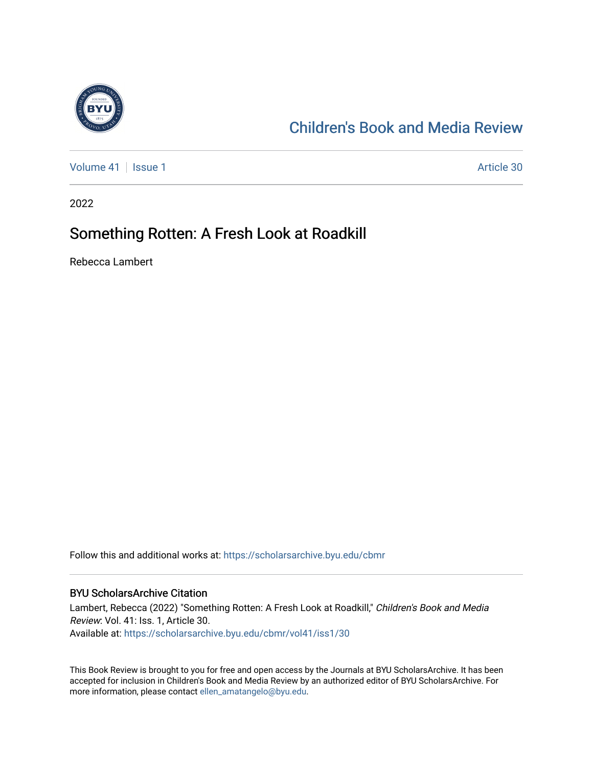Children's Book and Media Review

Volume 41 | Issue 1 Article 30

2022

# Something Rotten: A Fresh Look at Roadkill

Rebecca Lambert

Follow this and additional works at: https://scholarsarchive.byu.edu/cbmr

## BYU ScholarsArchive Citation

Lambert, Rebecca (2022) "Something Rotten: A Fresh Look at Roadkill," *Children's Book and Media Review*: Vol. 41: Iss. 1, Article 30.
Available at: https://scholarsarchive.byu.edu/cbmr/vol41/iss1/30

This Book Review is brought to you for free and open access by the Journals at BYU ScholarsArchive. It has been accepted for inclusion in Children's Book and Media Review by an authorized editor of BYU ScholarsArchive. For more information, please contact ellen_amatangelo@byu.edu.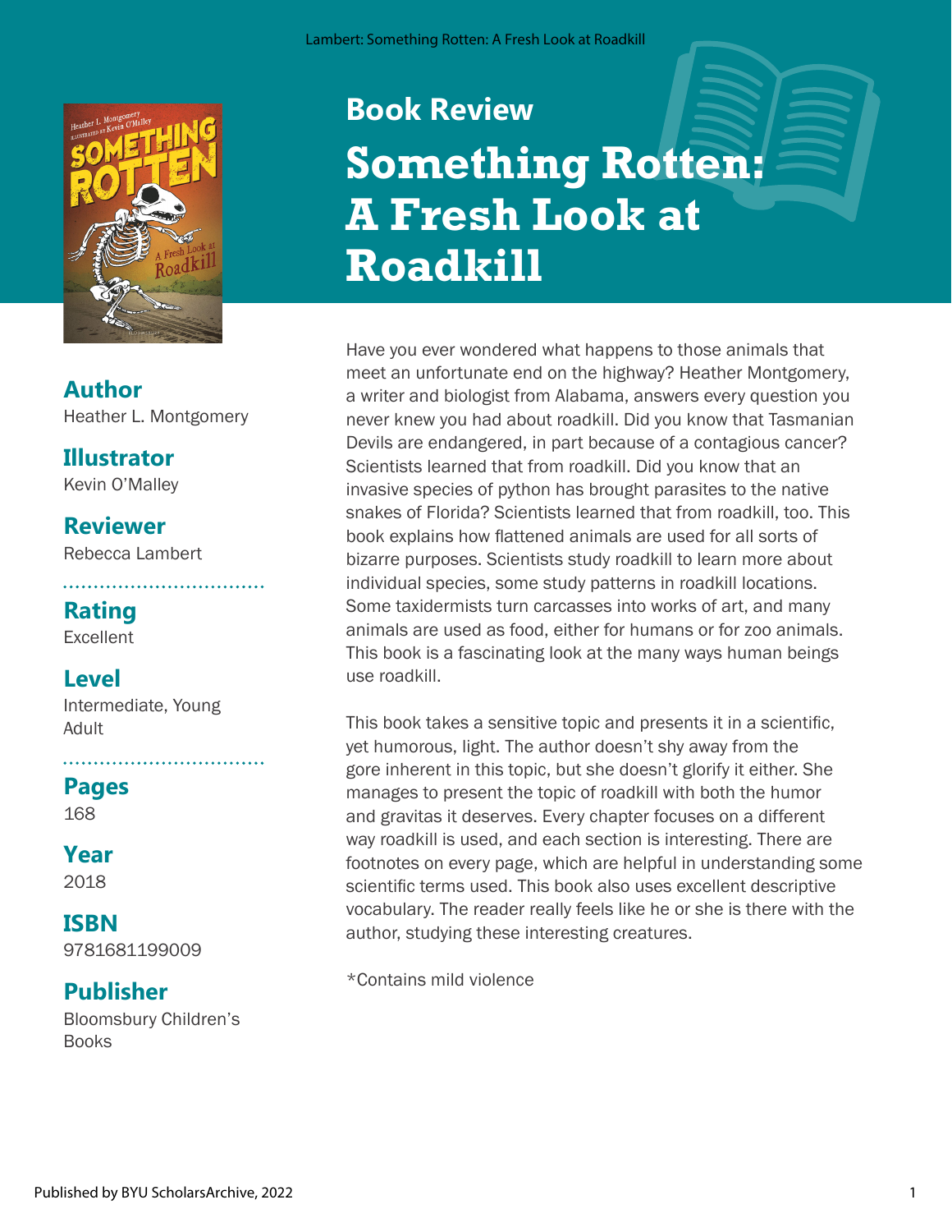## Book Review

# Something Rotten: A Fresh Look at Roadkill

### Author
Heather L. Montgomery

### Illustrator
Kevin O'Malley

### Reviewer
Rebecca Lambert

### Rating
Excellent

### Level
Intermediate, Young Adult

### Pages
168

### Year
2018

### ISBN
9781681199009

### Publisher
Bloomsbury Children's Books

Have you ever wondered what happens to those animals that meet an unfortunate end on the highway? Heather Montgomery, a writer and biologist from Alabama, answers every question you never knew you had about roadkill. Did you know that Tasmanian Devils are endangered, in part because of a contagious cancer? Scientists learned that from roadkill. Did you know that an invasive species of python has brought parasites to the native snakes of Florida? Scientists learned that from roadkill, too. This book explains how flattened animals are used for all sorts of bizarre purposes. Scientists study roadkill to learn more about individual species, some study patterns in roadkill locations. Some taxidermists turn carcasses into works of art, and many animals are used as food, either for humans or for zoo animals. This book is a fascinating look at the many ways human beings use roadkill.

This book takes a sensitive topic and presents it in a scientific, yet humorous, light. The author doesn't shy away from the gore inherent in this topic, but she doesn't glorify it either. She manages to present the topic of roadkill with both the humor and gravitas it deserves. Every chapter focuses on a different way roadkill is used, and each section is interesting. There are footnotes on every page, which are helpful in understanding some scientific terms used. This book also uses excellent descriptive vocabulary. The reader really feels like he or she is there with the author, studying these interesting creatures.

*Contains mild violence